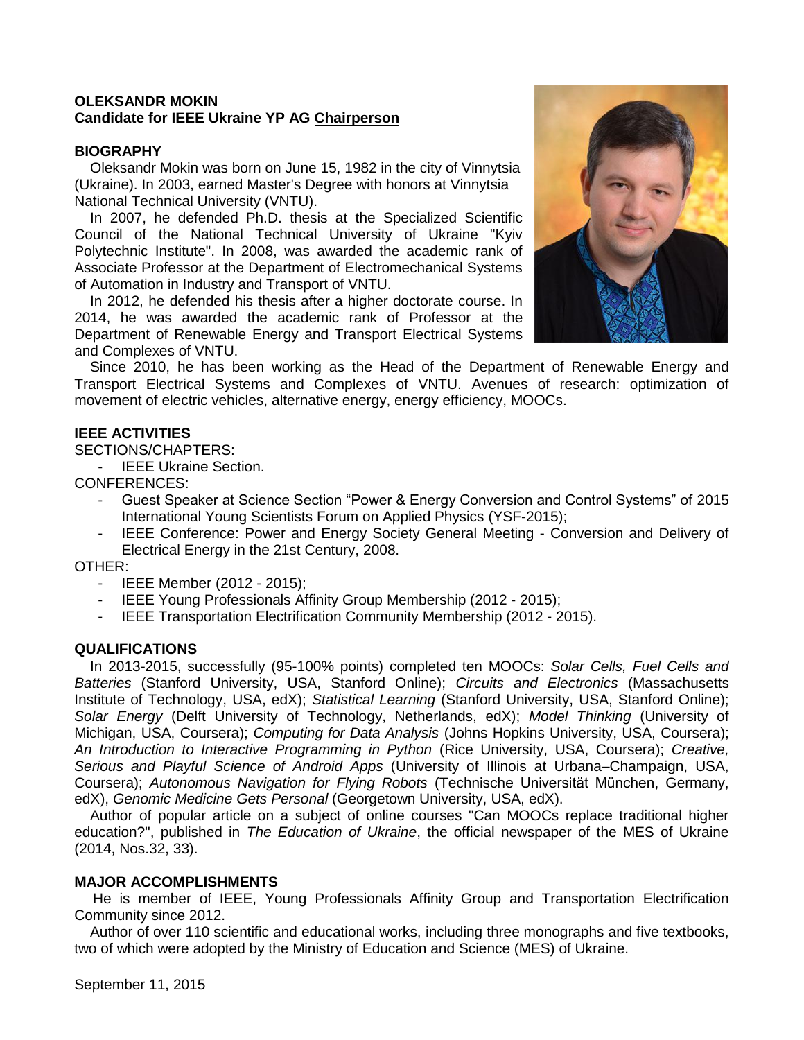**OLEKSANDR MOKIN**
**Candidate for IEEE Ukraine YP AG Chairperson**

## BIOGRAPHY

Oleksandr Mokin was born on June 15, 1982 in the city of Vinnytsia (Ukraine). In 2003, earned Master's Degree with honors at Vinnytsia National Technical University (VNTU).

In 2007, he defended Ph.D. thesis at the Specialized Scientific Council of the National Technical University of Ukraine "Kyiv Polytechnic Institute". In 2008, was awarded the academic rank of Associate Professor at the Department of Electromechanical Systems of Automation in Industry and Transport of VNTU.

In 2012, he defended his thesis after a higher doctorate course. In 2014, he was awarded the academic rank of Professor at the Department of Renewable Energy and Transport Electrical Systems and Complexes of VNTU.

Since 2010, he has been working as the Head of the Department of Renewable Energy and Transport Electrical Systems and Complexes of VNTU. Avenues of research: optimization of movement of electric vehicles, alternative energy, energy efficiency, MOOCs.

## IEEE ACTIVITIES

SECTIONS/CHAPTERS:

- IEEE Ukraine Section.

CONFERENCES:

- Guest Speaker at Science Section "Power & Energy Conversion and Control Systems" of 2015 International Young Scientists Forum on Applied Physics (YSF-2015);
- IEEE Conference: Power and Energy Society General Meeting - Conversion and Delivery of Electrical Energy in the 21st Century, 2008.

OTHER:

- IEEE Member (2012 - 2015);
- IEEE Young Professionals Affinity Group Membership (2012 - 2015);
- IEEE Transportation Electrification Community Membership (2012 - 2015).

## QUALIFICATIONS

In 2013-2015, successfully (95-100% points) completed ten MOOCs: *Solar Cells, Fuel Cells and Batteries* (Stanford University, USA, Stanford Online); *Circuits and Electronics* (Massachusetts Institute of Technology, USA, edX); *Statistical Learning* (Stanford University, USA, Stanford Online); *Solar Energy* (Delft University of Technology, Netherlands, edX); *Model Thinking* (University of Michigan, USA, Coursera); *Computing for Data Analysis* (Johns Hopkins University, USA, Coursera); *An Introduction to Interactive Programming in Python* (Rice University, USA, Coursera); *Creative, Serious and Playful Science of Android Apps* (University of Illinois at Urbana–Champaign, USA, Coursera); *Autonomous Navigation for Flying Robots* (Technische Universität München, Germany, edX), *Genomic Medicine Gets Personal* (Georgetown University, USA, edX).

Author of popular article on a subject of online courses "Can MOOCs replace traditional higher education?", published in *The Education of Ukraine*, the official newspaper of the MES of Ukraine (2014, Nos.32, 33).

## MAJOR ACCOMPLISHMENTS

He is member of IEEE, Young Professionals Affinity Group and Transportation Electrification Community since 2012.

Author of over 110 scientific and educational works, including three monographs and five textbooks, two of which were adopted by the Ministry of Education and Science (MES) of Ukraine.

September 11, 2015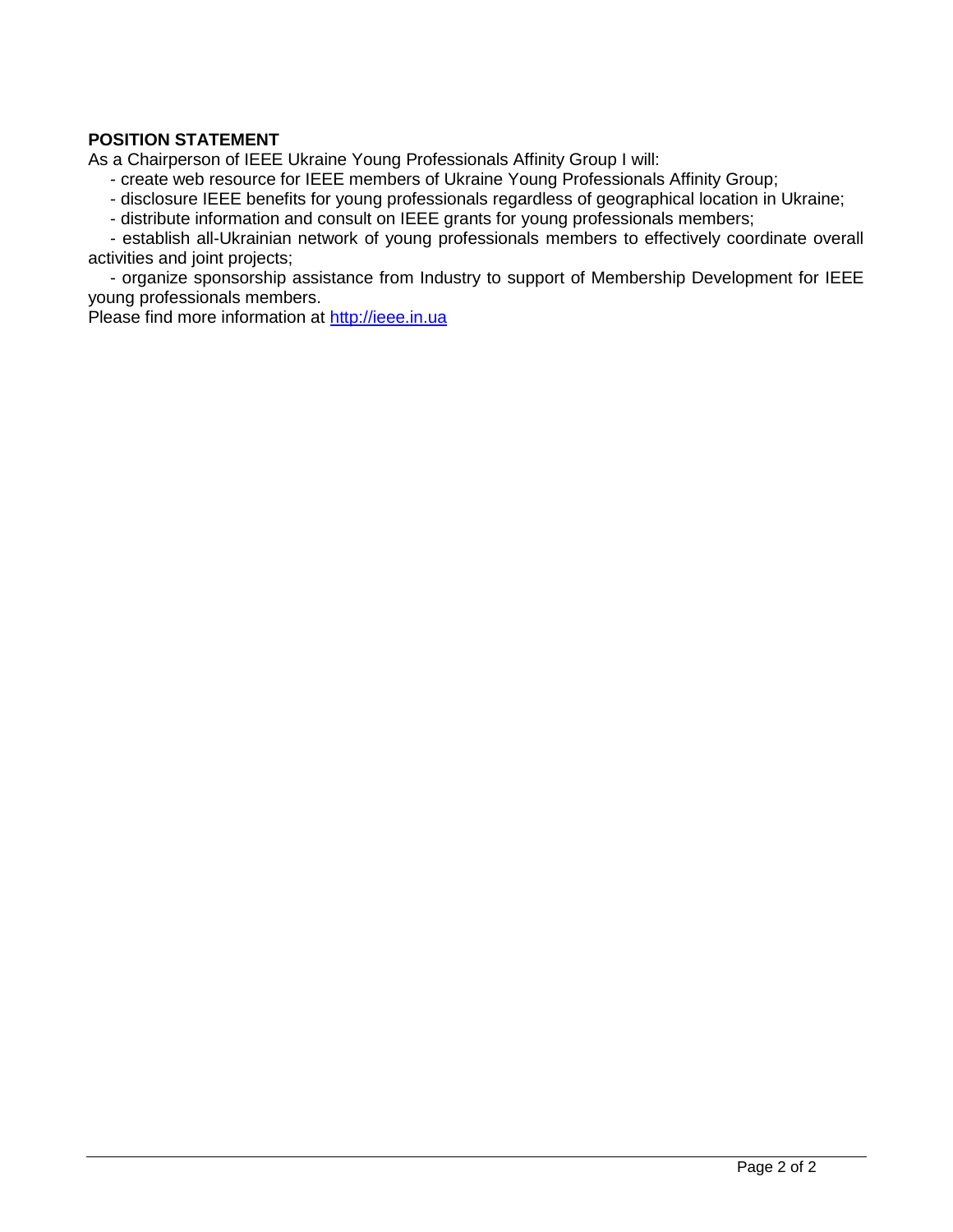**POSITION STATEMENT**

As a Chairperson of IEEE Ukraine Young Professionals Affinity Group I will:

- create web resource for IEEE members of Ukraine Young Professionals Affinity Group;
- disclosure IEEE benefits for young professionals regardless of geographical location in Ukraine;
- distribute information and consult on IEEE grants for young professionals members;
- establish all-Ukrainian network of young professionals members to effectively coordinate overall activities and joint projects;
- organize sponsorship assistance from Industry to support of Membership Development for IEEE young professionals members.

Please find more information at [http://ieee.in.ua](http://ieee.in.ua)